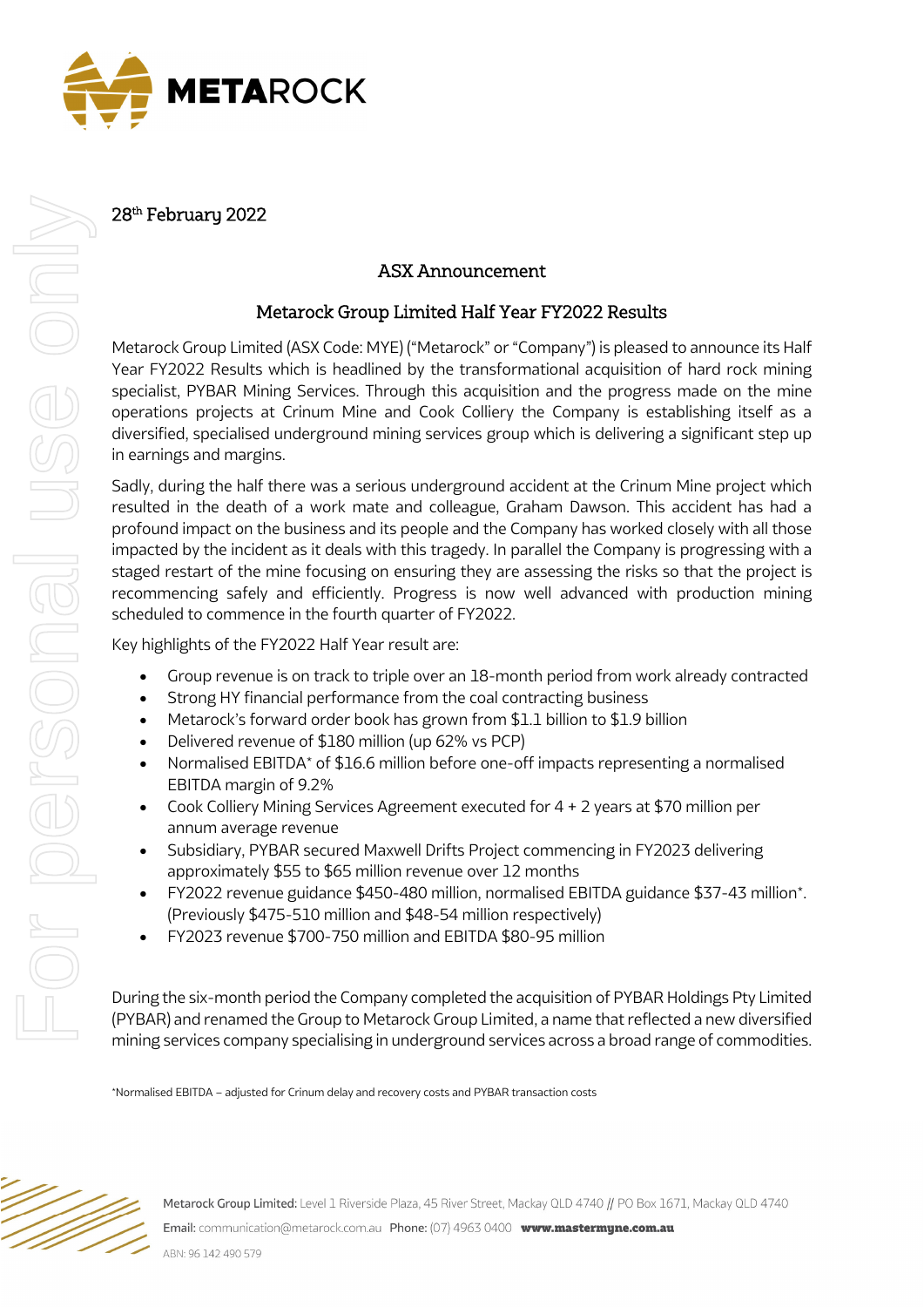28th February 2022

## ASX Announcement

## Metarock Group Limited Half Year FY2022 Results

Metarock Group Limited (ASX Code: MYE) ("Metarock" or "Company") is pleased to announce its Half Year FY2022 Results which is headlined by the transformational acquisition of hard rock mining specialist, PYBAR Mining Services. Through this acquisition and the progress made on the mine operations projects at Crinum Mine and Cook Colliery the Company is establishing itself as a diversified, specialised underground mining services group which is delivering a significant step up in earnings and margins.

Sadly, during the half there was a serious underground accident at the Crinum Mine project which resulted in the death of a work mate and colleague, Graham Dawson. This accident has had a profound impact on the business and its people and the Company has worked closely with all those impacted by the incident as it deals with this tragedy. In parallel the Company is progressing with a staged restart of the mine focusing on ensuring they are assessing the risks so that the project is recommencing safely and efficiently. Progress is now well advanced with production mining scheduled to commence in the fourth quarter of FY2022.

Key highlights of the FY2022 Half Year result are:

- Group revenue is on track to triple over an 18-month period from work already contracted
- Strong HY financial performance from the coal contracting business
- Metarock's forward order book has grown from $1.1 billion to $1.9 billion
- Delivered revenue of $180 million (up 62% vs PCP)
- Normalised EBITDA* of $16.6 million before one-off impacts representing a normalised EBITDA margin of 9.2%
- Cook Colliery Mining Services Agreement executed for 4 + 2 years at $70 million per annum average revenue
- Subsidiary, PYBAR secured Maxwell Drifts Project commencing in FY2023 delivering approximately $55 to $65 million revenue over 12 months
- FY2022 revenue guidance $450-480 million, normalised EBITDA guidance $37-43 million*. (Previously $475-510 million and $48-54 million respectively)
- FY2023 revenue $700-750 million and EBITDA $80-95 million

During the six-month period the Company completed the acquisition of PYBAR Holdings Pty Limited (PYBAR) and renamed the Group to Metarock Group Limited, a name that reflected a new diversified mining services company specialising in underground services across a broad range of commodities.

*Normalised EBITDA – adjusted for Crinum delay and recovery costs and PYBAR transaction costs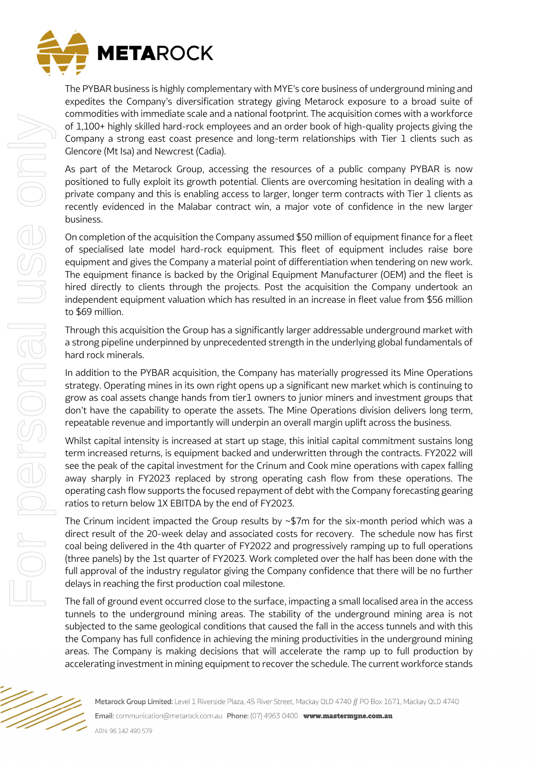The PYBAR business is highly complementary with MYE's core business of underground mining and expedites the Company's diversification strategy giving Metarock exposure to a broad suite of commodities with immediate scale and a national footprint. The acquisition comes with a workforce of 1,100+ highly skilled hard-rock employees and an order book of high-quality projects giving the Company a strong east coast presence and long-term relationships with Tier 1 clients such as Glencore (Mt Isa) and Newcrest (Cadia).

As part of the Metarock Group, accessing the resources of a public company PYBAR is now positioned to fully exploit its growth potential. Clients are overcoming hesitation in dealing with a private company and this is enabling access to larger, longer term contracts with Tier 1 clients as recently evidenced in the Malabar contract win, a major vote of confidence in the new larger business.

On completion of the acquisition the Company assumed $50 million of equipment finance for a fleet of specialised late model hard-rock equipment. This fleet of equipment includes raise bore equipment and gives the Company a material point of differentiation when tendering on new work. The equipment finance is backed by the Original Equipment Manufacturer (OEM) and the fleet is hired directly to clients through the projects. Post the acquisition the Company undertook an independent equipment valuation which has resulted in an increase in fleet value from $56 million to $69 million.

Through this acquisition the Group has a significantly larger addressable underground market with a strong pipeline underpinned by unprecedented strength in the underlying global fundamentals of hard rock minerals.

In addition to the PYBAR acquisition, the Company has materially progressed its Mine Operations strategy. Operating mines in its own right opens up a significant new market which is continuing to grow as coal assets change hands from tier1 owners to junior miners and investment groups that don't have the capability to operate the assets. The Mine Operations division delivers long term, repeatable revenue and importantly will underpin an overall margin uplift across the business.

Whilst capital intensity is increased at start up stage, this initial capital commitment sustains long term increased returns, is equipment backed and underwritten through the contracts. FY2022 will see the peak of the capital investment for the Crinum and Cook mine operations with capex falling away sharply in FY2023 replaced by strong operating cash flow from these operations. The operating cash flow supports the focused repayment of debt with the Company forecasting gearing ratios to return below 1X EBITDA by the end of FY2023.

The Crinum incident impacted the Group results by ~$7m for the six-month period which was a direct result of the 20-week delay and associated costs for recovery. The schedule now has first coal being delivered in the 4th quarter of FY2022 and progressively ramping up to full operations (three panels) by the 1st quarter of FY2023. Work completed over the half has been done with the full approval of the industry regulator giving the Company confidence that there will be no further delays in reaching the first production coal milestone.

The fall of ground event occurred close to the surface, impacting a small localised area in the access tunnels to the underground mining areas. The stability of the underground mining area is not subjected to the same geological conditions that caused the fall in the access tunnels and with this the Company has full confidence in achieving the mining productivities in the underground mining areas. The Company is making decisions that will accelerate the ramp up to full production by accelerating investment in mining equipment to recover the schedule. The current workforce stands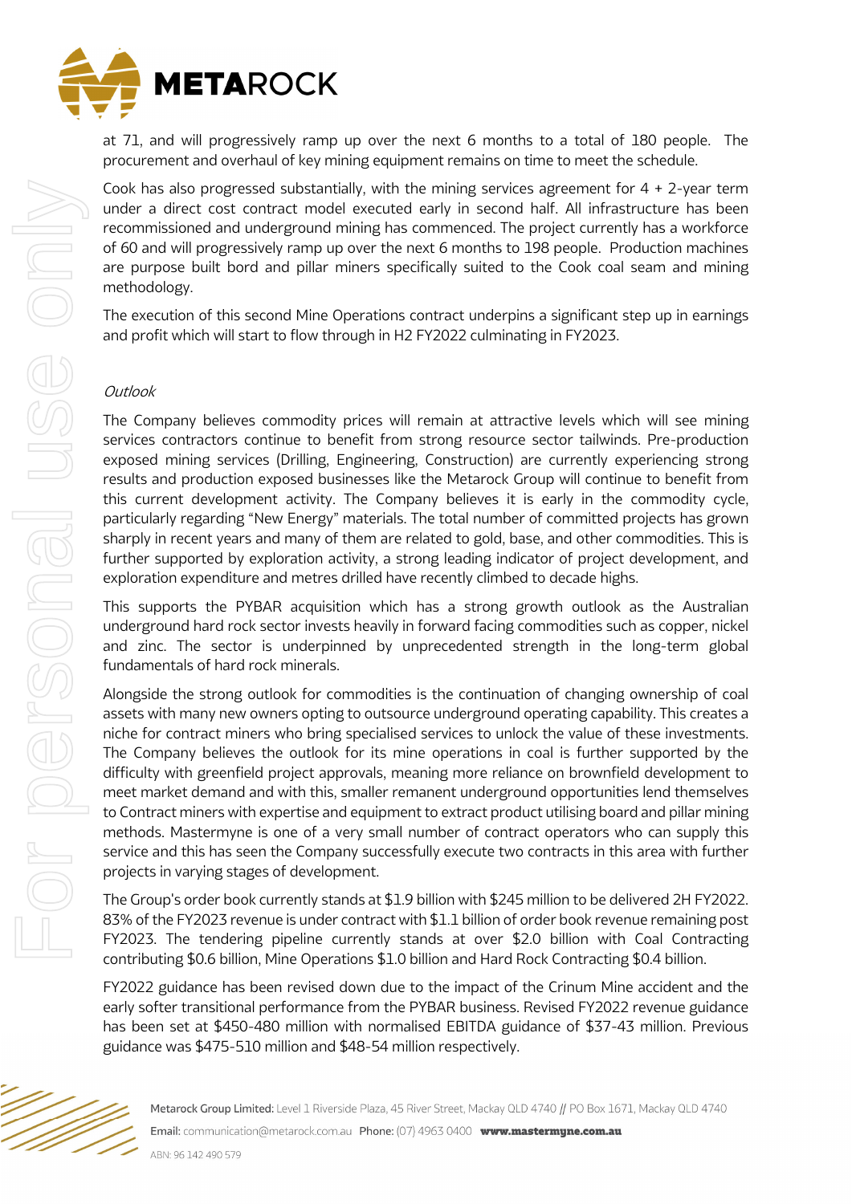at 71, and will progressively ramp up over the next 6 months to a total of 180 people. The procurement and overhaul of key mining equipment remains on time to meet the schedule.

Cook has also progressed substantially, with the mining services agreement for 4 + 2-year term under a direct cost contract model executed early in second half. All infrastructure has been recommissioned and underground mining has commenced. The project currently has a workforce of 60 and will progressively ramp up over the next 6 months to 198 people. Production machines are purpose built bord and pillar miners specifically suited to the Cook coal seam and mining methodology.

The execution of this second Mine Operations contract underpins a significant step up in earnings and profit which will start to flow through in H2 FY2022 culminating in FY2023.

*Outlook*

The Company believes commodity prices will remain at attractive levels which will see mining services contractors continue to benefit from strong resource sector tailwinds. Pre-production exposed mining services (Drilling, Engineering, Construction) are currently experiencing strong results and production exposed businesses like the Metarock Group will continue to benefit from this current development activity. The Company believes it is early in the commodity cycle, particularly regarding "New Energy" materials. The total number of committed projects has grown sharply in recent years and many of them are related to gold, base, and other commodities. This is further supported by exploration activity, a strong leading indicator of project development, and exploration expenditure and metres drilled have recently climbed to decade highs.

This supports the PYBAR acquisition which has a strong growth outlook as the Australian underground hard rock sector invests heavily in forward facing commodities such as copper, nickel and zinc. The sector is underpinned by unprecedented strength in the long-term global fundamentals of hard rock minerals.

Alongside the strong outlook for commodities is the continuation of changing ownership of coal assets with many new owners opting to outsource underground operating capability. This creates a niche for contract miners who bring specialised services to unlock the value of these investments. The Company believes the outlook for its mine operations in coal is further supported by the difficulty with greenfield project approvals, meaning more reliance on brownfield development to meet market demand and with this, smaller remanent underground opportunities lend themselves to Contract miners with expertise and equipment to extract product utilising board and pillar mining methods. Mastermyne is one of a very small number of contract operators who can supply this service and this has seen the Company successfully execute two contracts in this area with further projects in varying stages of development.

The Group's order book currently stands at $1.9 billion with $245 million to be delivered 2H FY2022. 83% of the FY2023 revenue is under contract with $1.1 billion of order book revenue remaining post FY2023. The tendering pipeline currently stands at over $2.0 billion with Coal Contracting contributing $0.6 billion, Mine Operations $1.0 billion and Hard Rock Contracting $0.4 billion.

FY2022 guidance has been revised down due to the impact of the Crinum Mine accident and the early softer transitional performance from the PYBAR business. Revised FY2022 revenue guidance has been set at $450-480 million with normalised EBITDA guidance of $37-43 million. Previous guidance was $475-510 million and $48-54 million respectively.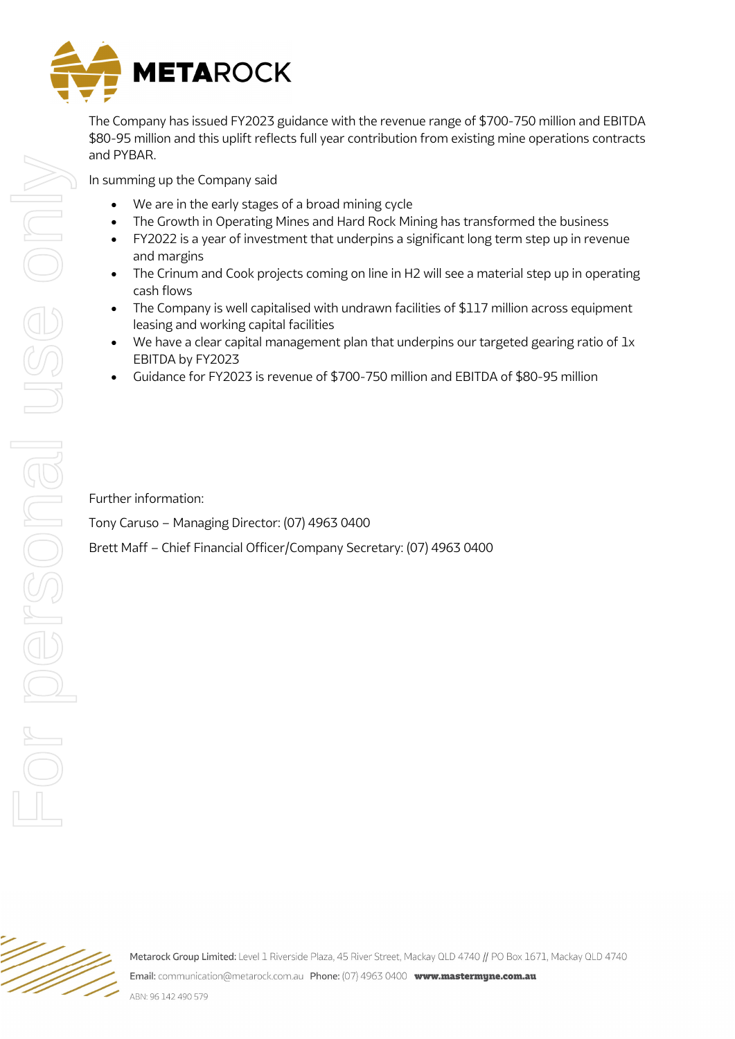The Company has issued FY2023 guidance with the revenue range of $700-750 million and EBITDA $80-95 million and this uplift reflects full year contribution from existing mine operations contracts and PYBAR.

In summing up the Company said

- We are in the early stages of a broad mining cycle
- The Growth in Operating Mines and Hard Rock Mining has transformed the business
- FY2022 is a year of investment that underpins a significant long term step up in revenue and margins
- The Crinum and Cook projects coming on line in H2 will see a material step up in operating cash flows
- The Company is well capitalised with undrawn facilities of $117 million across equipment leasing and working capital facilities
- We have a clear capital management plan that underpins our targeted gearing ratio of 1x EBITDA by FY2023
- Guidance for FY2023 is revenue of $700-750 million and EBITDA of $80-95 million

Further information:

Tony Caruso – Managing Director: (07) 4963 0400

Brett Maff – Chief Financial Officer/Company Secretary: (07) 4963 0400